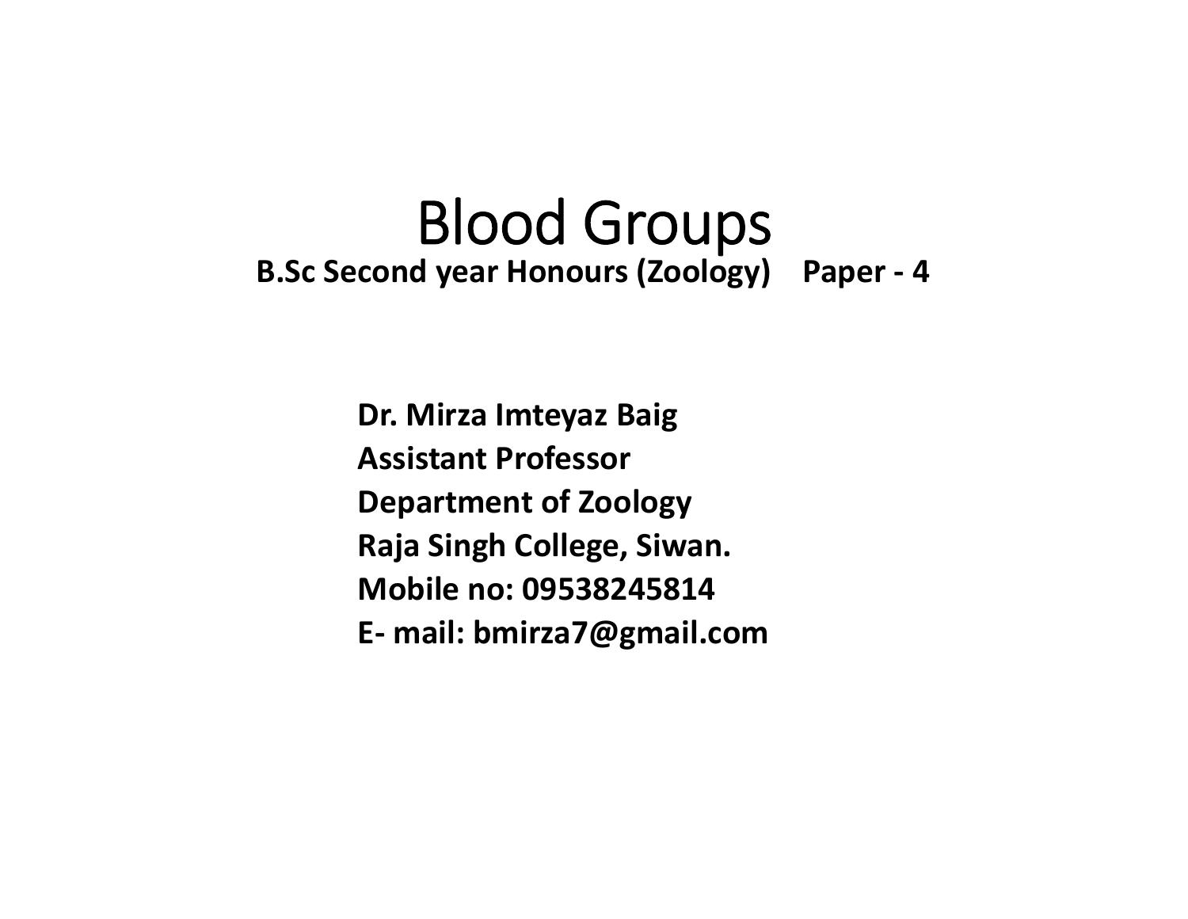# Blood Groups

**B.Sc Second year Honours (Zoology) Paper - 4**

**Dr. Mirza Imteyaz Baig**
**Assistant Professor**
**Department of Zoology**
**Raja Singh College, Siwan.**
**Mobile no: 09538245814**
**E- mail: bmirza7@gmail.com**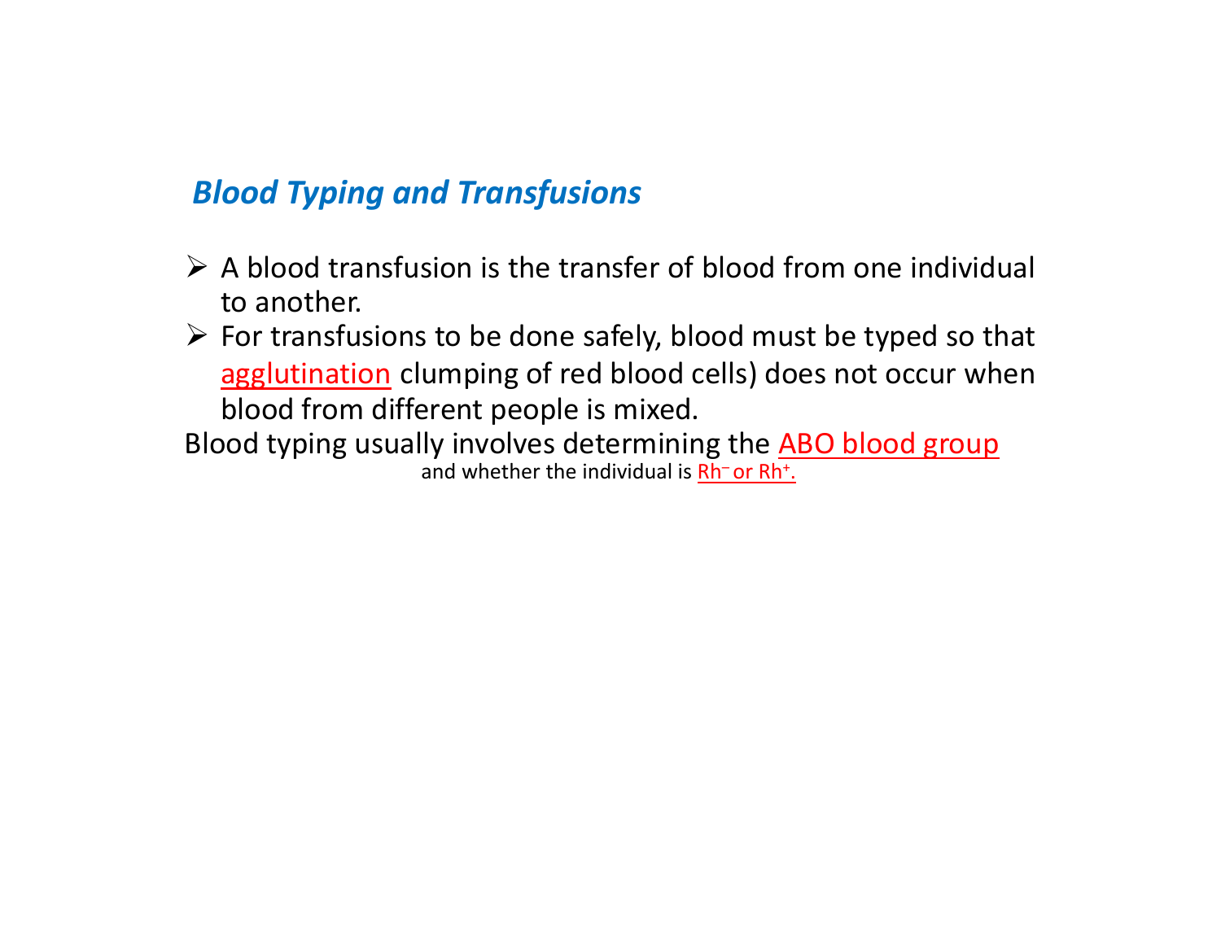## *Blood Typing and Transfusions*

- A blood transfusion is the transfer of blood from one individual to another.
- For transfusions to be done safely, blood must be typed so that agglutination clumping of red blood cells) does not occur when blood from different people is mixed.

Blood typing usually involves determining the ABO blood group and whether the individual is $Rh^-$ or $Rh^+$.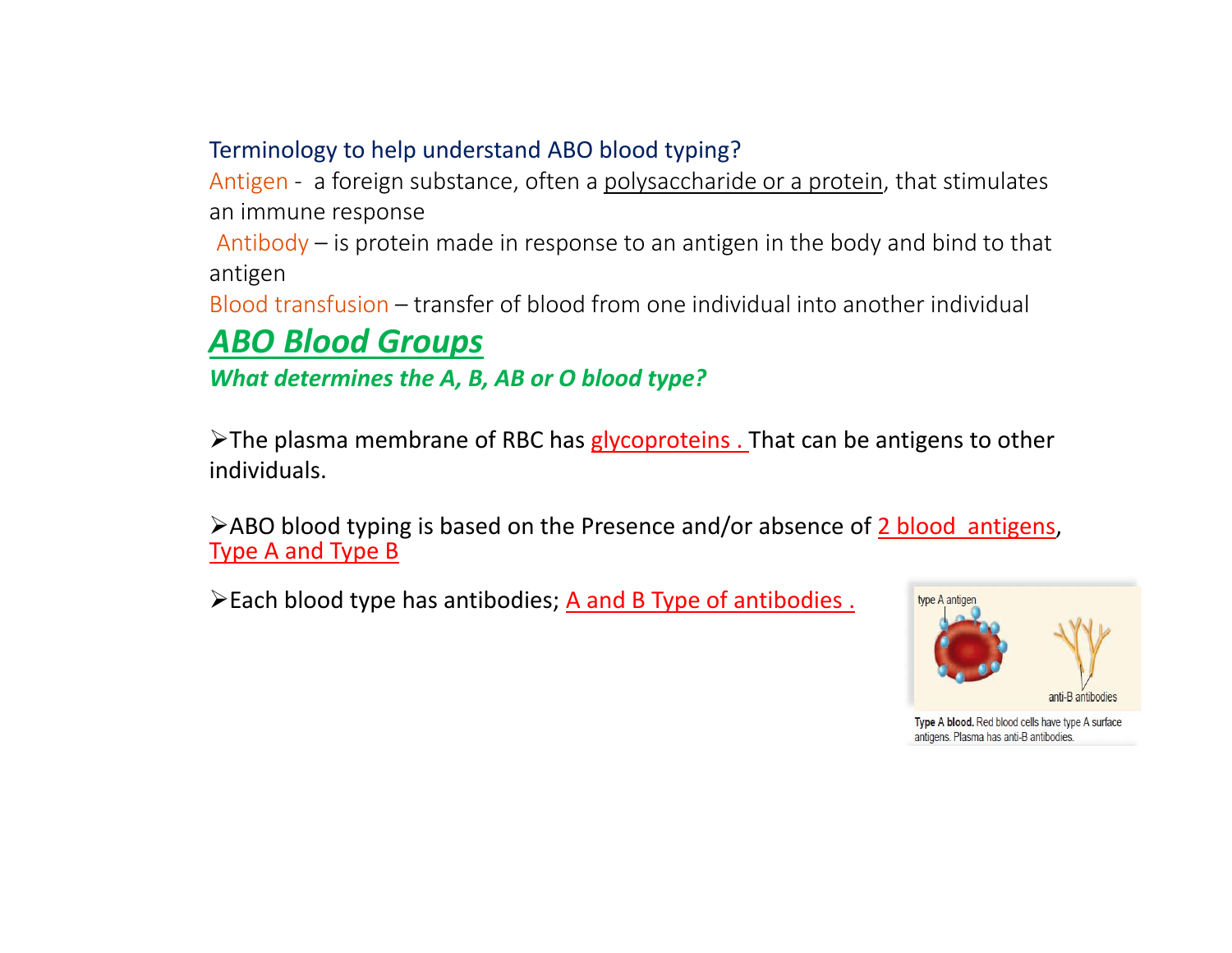Terminology to help understand ABO blood typing?

Antigen - a foreign substance, often a polysaccharide or a protein, that stimulates an immune response

Antibody – is protein made in response to an antigen in the body and bind to that antigen

Blood transfusion – transfer of blood from one individual into another individual

## *ABO Blood Groups*

***What determines the A, B, AB or O blood type?***

- The plasma membrane of RBC has glycoproteins . That can be antigens to other individuals.

- ABO blood typing is based on the Presence and/or absence of 2 blood antigens, Type A and Type B

- Each blood type has antibodies; A and B Type of antibodies .

**Type A blood.** Red blood cells have type A surface antigens. Plasma has anti-B antibodies.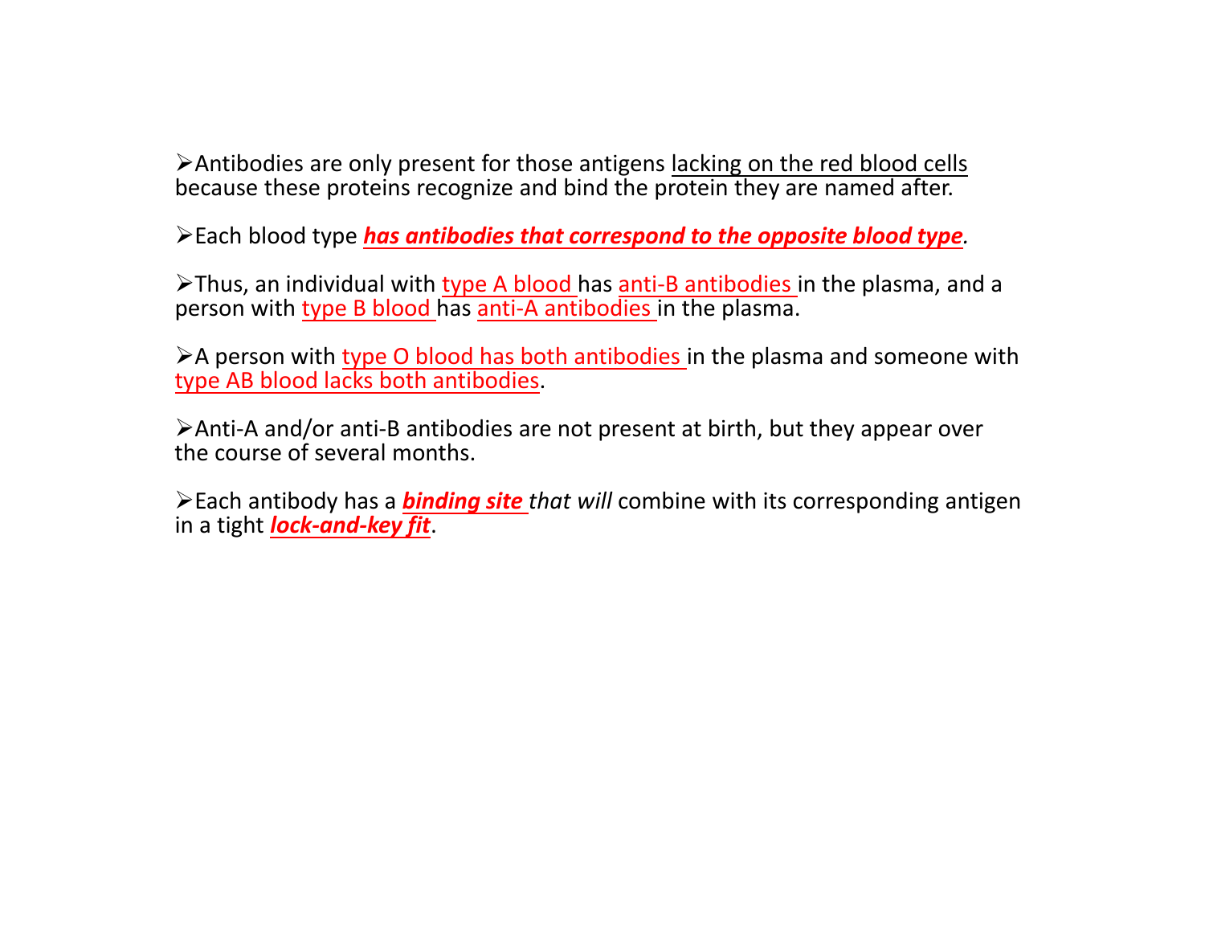- Antibodies are only present for those antigens lacking on the red blood cells because these proteins recognize and bind the protein they are named after.

- Each blood type ***has antibodies that correspond to the opposite blood type****.*

- Thus, an individual with type A blood has anti-B antibodies in the plasma, and a person with type B blood has anti-A antibodies in the plasma.

- A person with type O blood has both antibodies in the plasma and someone with type AB blood lacks both antibodies.

- Anti-A and/or anti-B antibodies are not present at birth, but they appear over the course of several months.

- Each antibody has a ***binding site*** *that will* combine with its corresponding antigen in a tight ***lock-and-key fit***.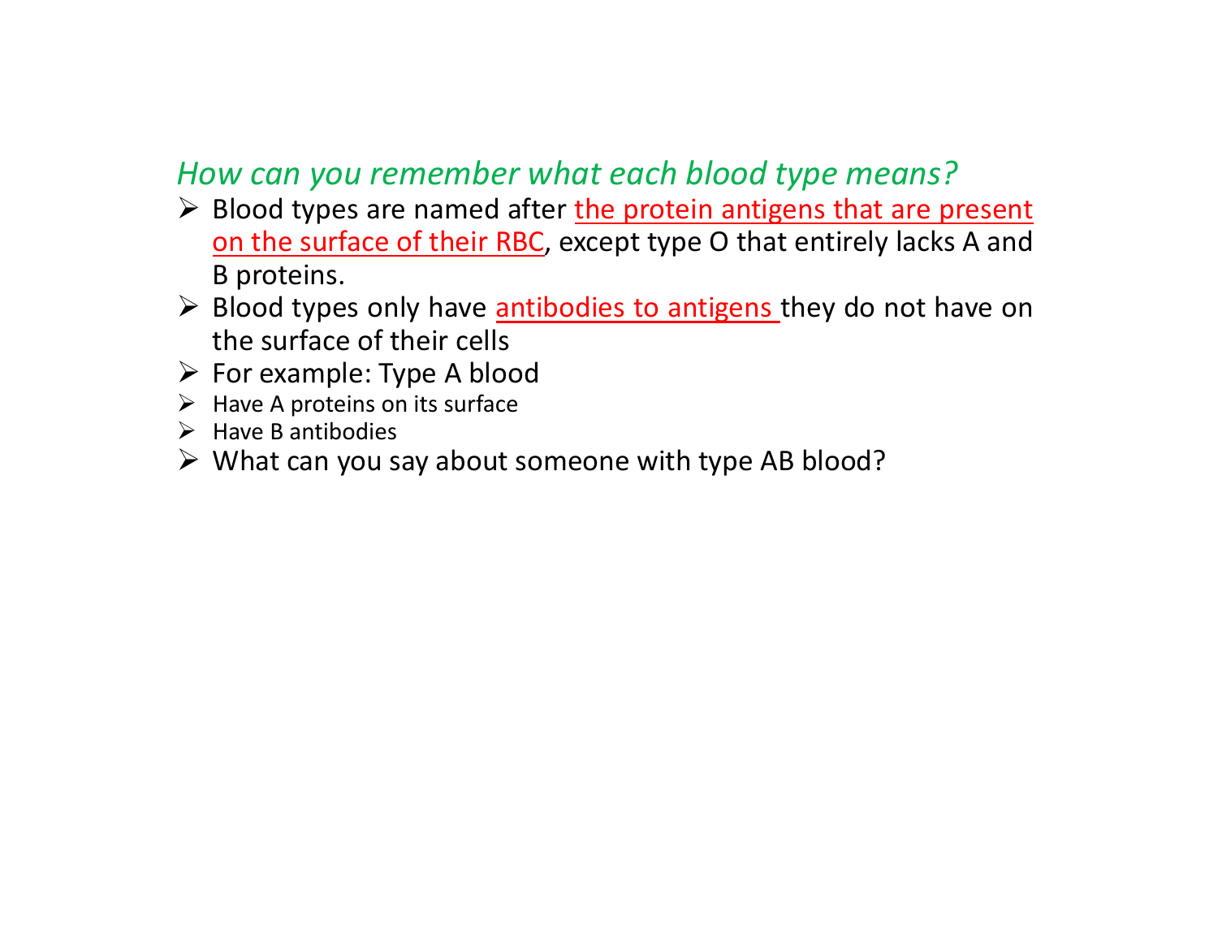*How can you remember what each blood type means?*

- Blood types are named after the protein antigens that are present on the surface of their RBC, except type O that entirely lacks A and B proteins.
- Blood types only have antibodies to antigens they do not have on the surface of their cells
- For example: Type A blood
- Have A proteins on its surface
- Have B antibodies
- What can you say about someone with type AB blood?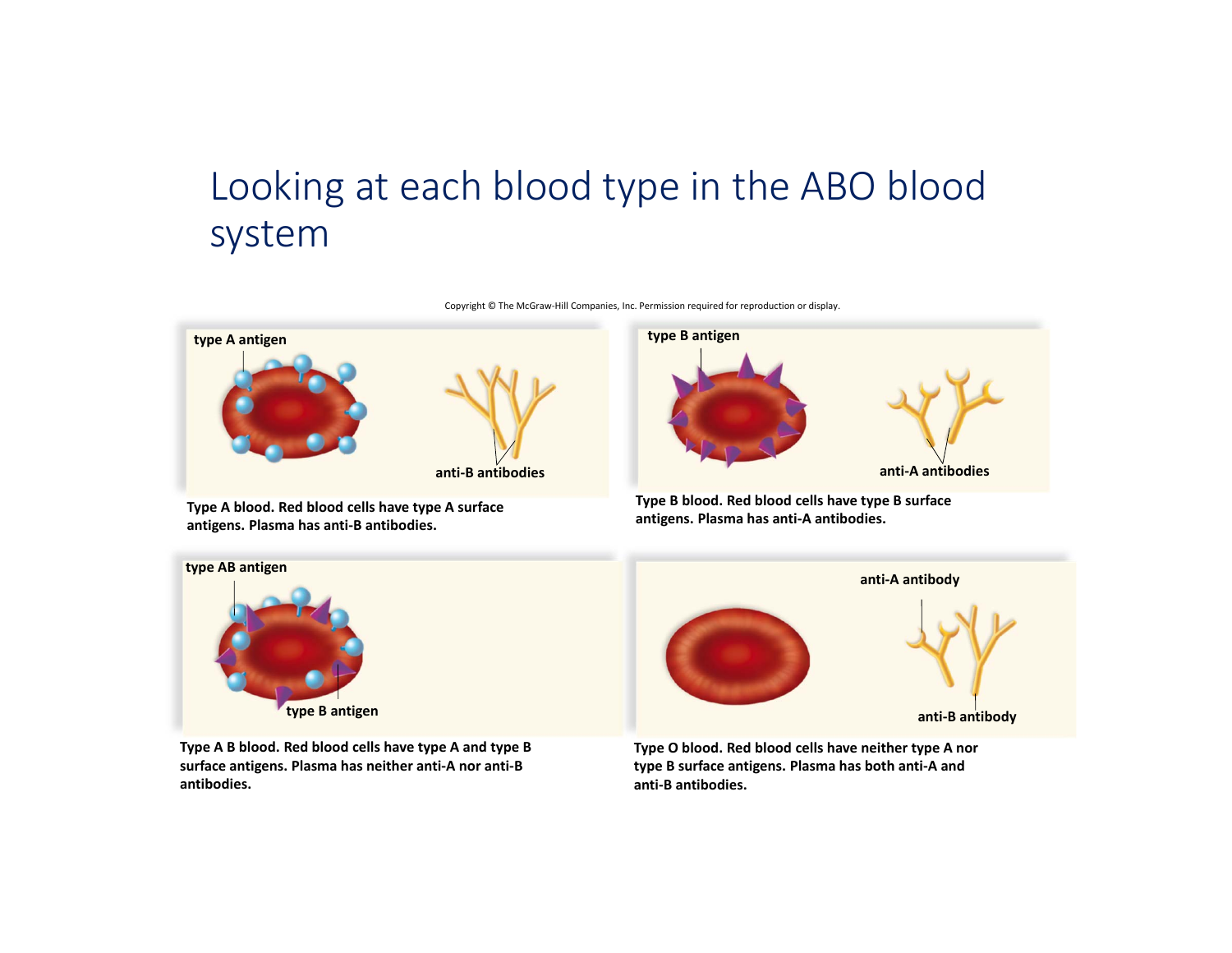# Looking at each blood type in the ABO blood system

Copyright © The McGraw-Hill Companies, Inc. Permission required for reproduction or display.

type A antigen

anti-B antibodies

**Type A blood. Red blood cells have type A surface antigens. Plasma has anti-B antibodies.**

type B antigen

anti-A antibodies

**Type B blood. Red blood cells have type B surface antigens. Plasma has anti-A antibodies.**

type AB antigen

type B antigen

**Type A B blood. Red blood cells have type A and type B surface antigens. Plasma has neither anti-A nor anti-B antibodies.**

anti-A antibody

anti-B antibody

**Type O blood. Red blood cells have neither type A nor type B surface antigens. Plasma has both anti-A and anti-B antibodies.**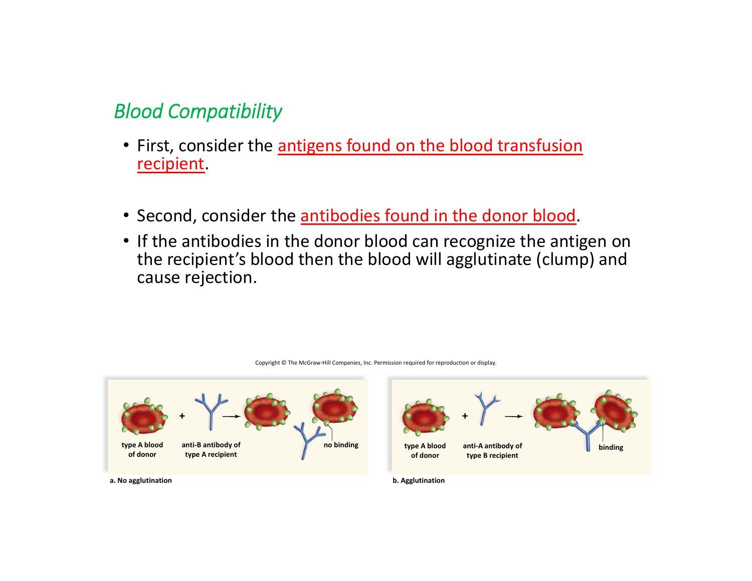## *Blood Compatibility*

- First, consider the antigens found on the blood transfusion recipient.
- Second, consider the antibodies found in the donor blood.
- If the antibodies in the donor blood can recognize the antigen on the recipient's blood then the blood will agglutinate (clump) and cause rejection.

Copyright © The McGraw-Hill Companies, Inc. Permission required for reproduction or display.

type A blood of donor + anti-B antibody of type A recipient → no binding

a. No agglutination

type A blood of donor + anti-A antibody of type B recipient → binding

b. Agglutination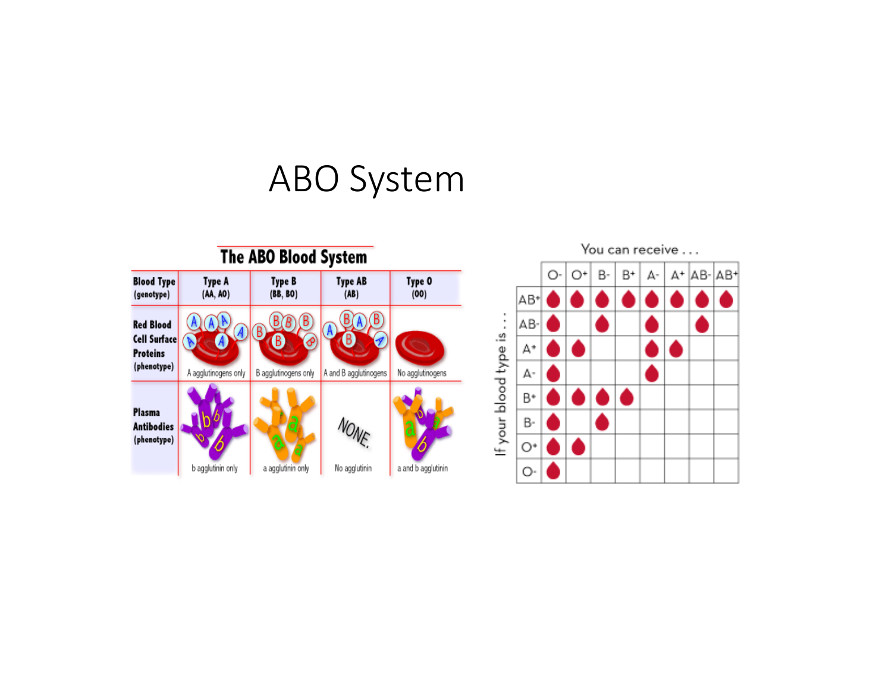# ABO System

**The ABO Blood System**

| Blood Type (genotype) | Type A (AA, AO) | Type B (BB, BO) | Type AB (AB) | Type O (OO) |
|---|---|---|---|---|
| Red Blood Cell Surface Proteins (phenotype) | A agglutinogens only | B agglutinogens only | A and B agglutinogens | No agglutinogens |
| Plasma Antibodies (phenotype) | b agglutinin only | a agglutinin only | NONE. No agglutinin | a and b agglutinin |

You can receive . . .

| If your blood type is . . . | O- | O+ | B- | B+ | A- | A+ | AB- | AB+ |
|---|---|---|---|---|---|---|---|---|
| AB+ | ● | ● | ● | ● | ● | ● | ● | ● |
| AB- | ● | | ● | | ● | | ● | |
| A+ | ● | ● | | | ● | ● | | |
| A- | ● | | | | ● | | | |
| B+ | ● | ● | ● | ● | | | | |
| B- | ● | | ● | | | | | |
| O+ | ● | ● | | | | | | |
| O- | ● | | | | | | | |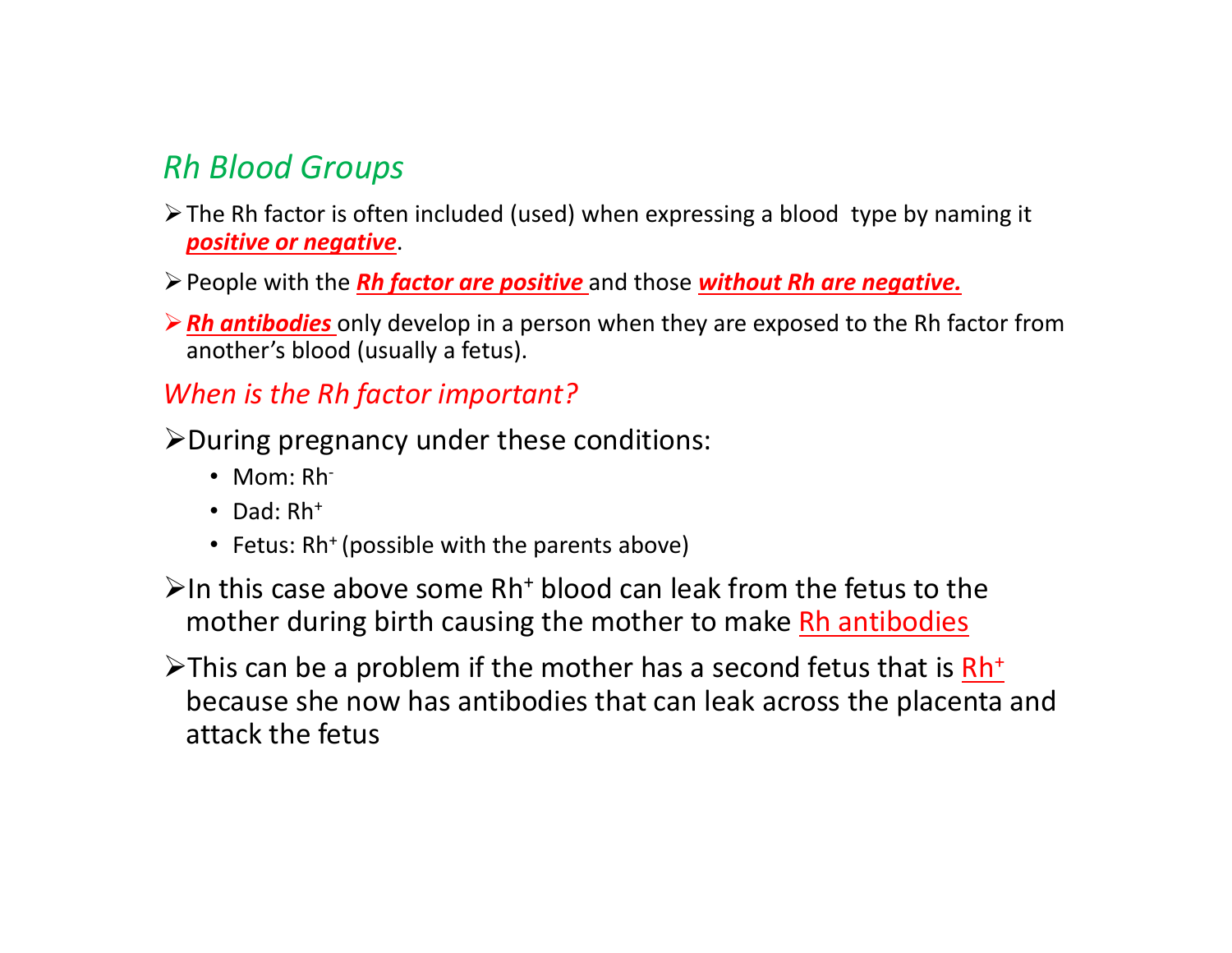## *Rh Blood Groups*

- The Rh factor is often included (used) when expressing a blood type by naming it ***positive or negative***.
- People with the ***Rh factor are positive*** and those ***without Rh are negative.***
- ***Rh antibodies*** only develop in a person when they are exposed to the Rh factor from another's blood (usually a fetus).

### *When is the Rh factor important?*

- During pregnancy under these conditions:
  - Mom: $Rh^-$
  - Dad: $Rh^+$
  - Fetus: $Rh^+$ (possible with the parents above)
- In this case above some $Rh^+$ blood can leak from the fetus to the mother during birth causing the mother to make Rh antibodies
- This can be a problem if the mother has a second fetus that is $Rh^+$ because she now has antibodies that can leak across the placenta and attack the fetus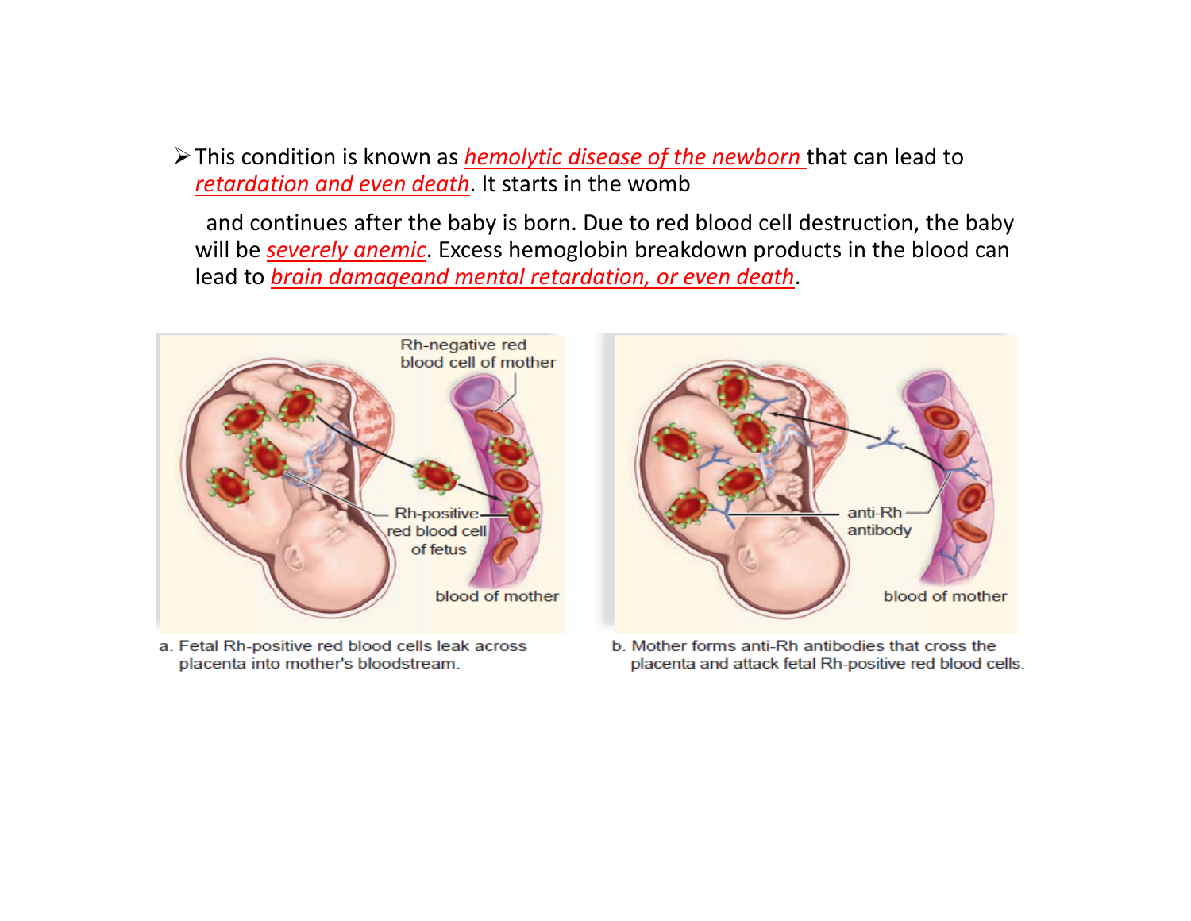- This condition is known as *hemolytic disease of the newborn* that can lead to *retardation and even death*. It starts in the womb

  and continues after the baby is born. Due to red blood cell destruction, the baby will be *severely anemic*. Excess hemoglobin breakdown products in the blood can lead to *brain damageand mental retardation, or even death*.

a. Fetal Rh-positive red blood cells leak across placenta into mother's bloodstream.

b. Mother forms anti-Rh antibodies that cross the placenta and attack fetal Rh-positive red blood cells.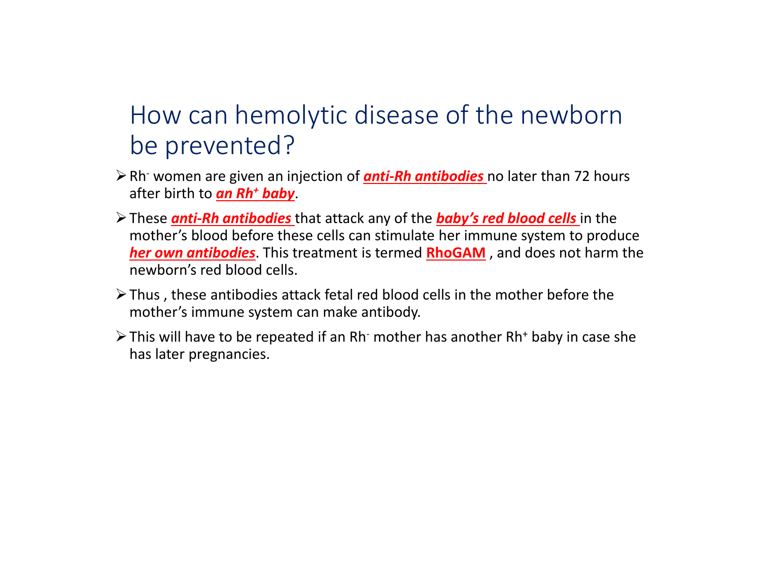# How can hemolytic disease of the newborn be prevented?

- $Rh^-$ women are given an injection of ***anti-Rh antibodies*** no later than 72 hours after birth to ***an $Rh^+$ baby***.
- These ***anti-Rh antibodies*** that attack any of the ***baby's red blood cells*** in the mother's blood before these cells can stimulate her immune system to produce ***her own antibodies***. This treatment is termed **RhoGAM** , and does not harm the newborn's red blood cells.
- Thus , these antibodies attack fetal red blood cells in the mother before the mother's immune system can make antibody.
- This will have to be repeated if an $Rh^-$ mother has another $Rh^+$ baby in case she has later pregnancies.